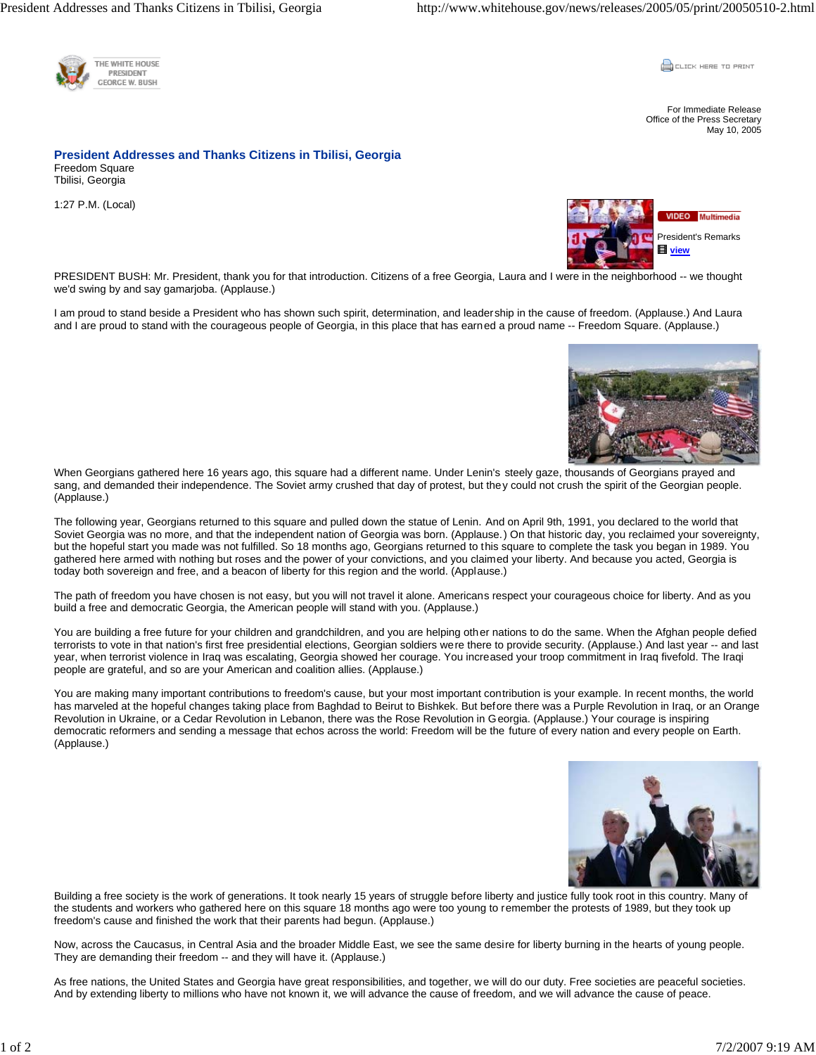For Immediate Release
Office of the Press Secretary
May 10, 2005

# President Addresses and Thanks Citizens in Tbilisi, Georgia

Freedom Square
Tbilisi, Georgia

1:27 P.M. (Local)

PRESIDENT BUSH: Mr. President, thank you for that introduction. Citizens of a free Georgia, Laura and I were in the neighborhood -- we thought we'd swing by and say gamarjoba. (Applause.)

I am proud to stand beside a President who has shown such spirit, determination, and leadership in the cause of freedom. (Applause.) And Laura and I are proud to stand with the courageous people of Georgia, in this place that has earned a proud name -- Freedom Square. (Applause.)

When Georgians gathered here 16 years ago, this square had a different name. Under Lenin's steely gaze, thousands of Georgians prayed and sang, and demanded their independence. The Soviet army crushed that day of protest, but they could not crush the spirit of the Georgian people. (Applause.)

The following year, Georgians returned to this square and pulled down the statue of Lenin. And on April 9th, 1991, you declared to the world that Soviet Georgia was no more, and that the independent nation of Georgia was born. (Applause.) On that historic day, you reclaimed your sovereignty, but the hopeful start you made was not fulfilled. So 18 months ago, Georgians returned to this square to complete the task you began in 1989. You gathered here armed with nothing but roses and the power of your convictions, and you claimed your liberty. And because you acted, Georgia is today both sovereign and free, and a beacon of liberty for this region and the world. (Applause.)

The path of freedom you have chosen is not easy, but you will not travel it alone. Americans respect your courageous choice for liberty. And as you build a free and democratic Georgia, the American people will stand with you. (Applause.)

You are building a free future for your children and grandchildren, and you are helping other nations to do the same. When the Afghan people defied terrorists to vote in that nation's first free presidential elections, Georgian soldiers were there to provide security. (Applause.) And last year -- and last year, when terrorist violence in Iraq was escalating, Georgia showed her courage. You increased your troop commitment in Iraq fivefold. The Iraqi people are grateful, and so are your American and coalition allies. (Applause.)

You are making many important contributions to freedom's cause, but your most important contribution is your example. In recent months, the world has marveled at the hopeful changes taking place from Baghdad to Beirut to Bishkek. But before there was a Purple Revolution in Iraq, or an Orange Revolution in Ukraine, or a Cedar Revolution in Lebanon, there was the Rose Revolution in Georgia. (Applause.) Your courage is inspiring democratic reformers and sending a message that echos across the world: Freedom will be the future of every nation and every people on Earth. (Applause.)

Building a free society is the work of generations. It took nearly 15 years of struggle before liberty and justice fully took root in this country. Many of the students and workers who gathered here on this square 18 months ago were too young to remember the protests of 1989, but they took up freedom's cause and finished the work that their parents had begun. (Applause.)

Now, across the Caucasus, in Central Asia and the broader Middle East, we see the same desire for liberty burning in the hearts of young people. They are demanding their freedom -- and they will have it. (Applause.)

As free nations, the United States and Georgia have great responsibilities, and together, we will do our duty. Free societies are peaceful societies. And by extending liberty to millions who have not known it, we will advance the cause of freedom, and we will advance the cause of peace.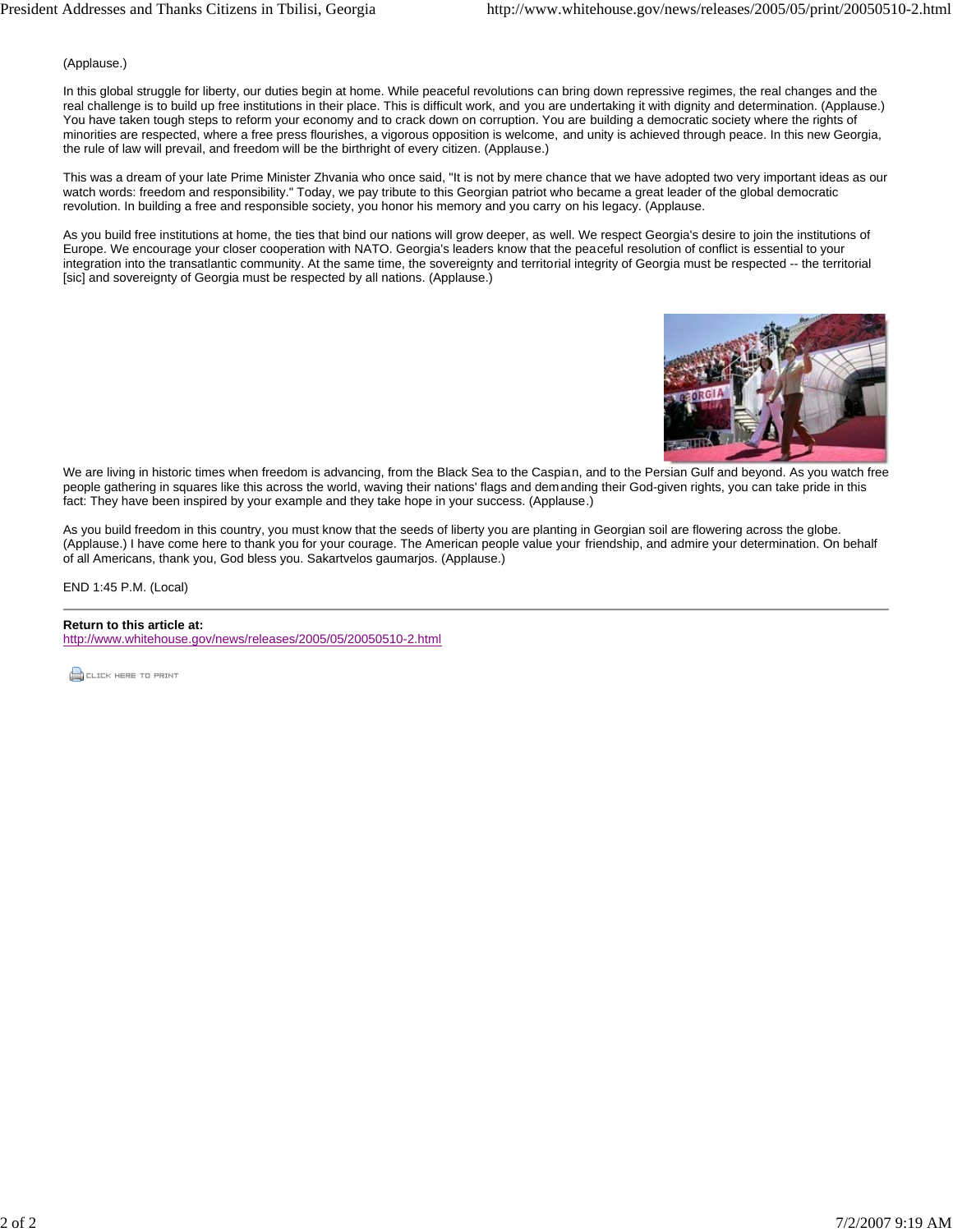(Applause.)

In this global struggle for liberty, our duties begin at home. While peaceful revolutions can bring down repressive regimes, the real changes and the real challenge is to build up free institutions in their place. This is difficult work, and you are undertaking it with dignity and determination. (Applause.) You have taken tough steps to reform your economy and to crack down on corruption. You are building a democratic society where the rights of minorities are respected, where a free press flourishes, a vigorous opposition is welcome, and unity is achieved through peace. In this new Georgia, the rule of law will prevail, and freedom will be the birthright of every citizen. (Applause.)

This was a dream of your late Prime Minister Zhvania who once said, "It is not by mere chance that we have adopted two very important ideas as our watch words: freedom and responsibility." Today, we pay tribute to this Georgian patriot who became a great leader of the global democratic revolution. In building a free and responsible society, you honor his memory and you carry on his legacy. (Applause.

As you build free institutions at home, the ties that bind our nations will grow deeper, as well. We respect Georgia's desire to join the institutions of Europe. We encourage your closer cooperation with NATO. Georgia's leaders know that the peaceful resolution of conflict is essential to your integration into the transatlantic community. At the same time, the sovereignty and territorial integrity of Georgia must be respected -- the territorial [sic] and sovereignty of Georgia must be respected by all nations. (Applause.)

We are living in historic times when freedom is advancing, from the Black Sea to the Caspian, and to the Persian Gulf and beyond. As you watch free people gathering in squares like this across the world, waving their nations' flags and demanding their God-given rights, you can take pride in this fact: They have been inspired by your example and they take hope in your success. (Applause.)

As you build freedom in this country, you must know that the seeds of liberty you are planting in Georgian soil are flowering across the globe. (Applause.) I have come here to thank you for your courage. The American people value your friendship, and admire your determination. On behalf of all Americans, thank you, God bless you. Sakartvelos gaumarjos. (Applause.)

END 1:45 P.M. (Local)

---

**Return to this article at:**
http://www.whitehouse.gov/news/releases/2005/05/20050510-2.html

CLICK HERE TO PRINT